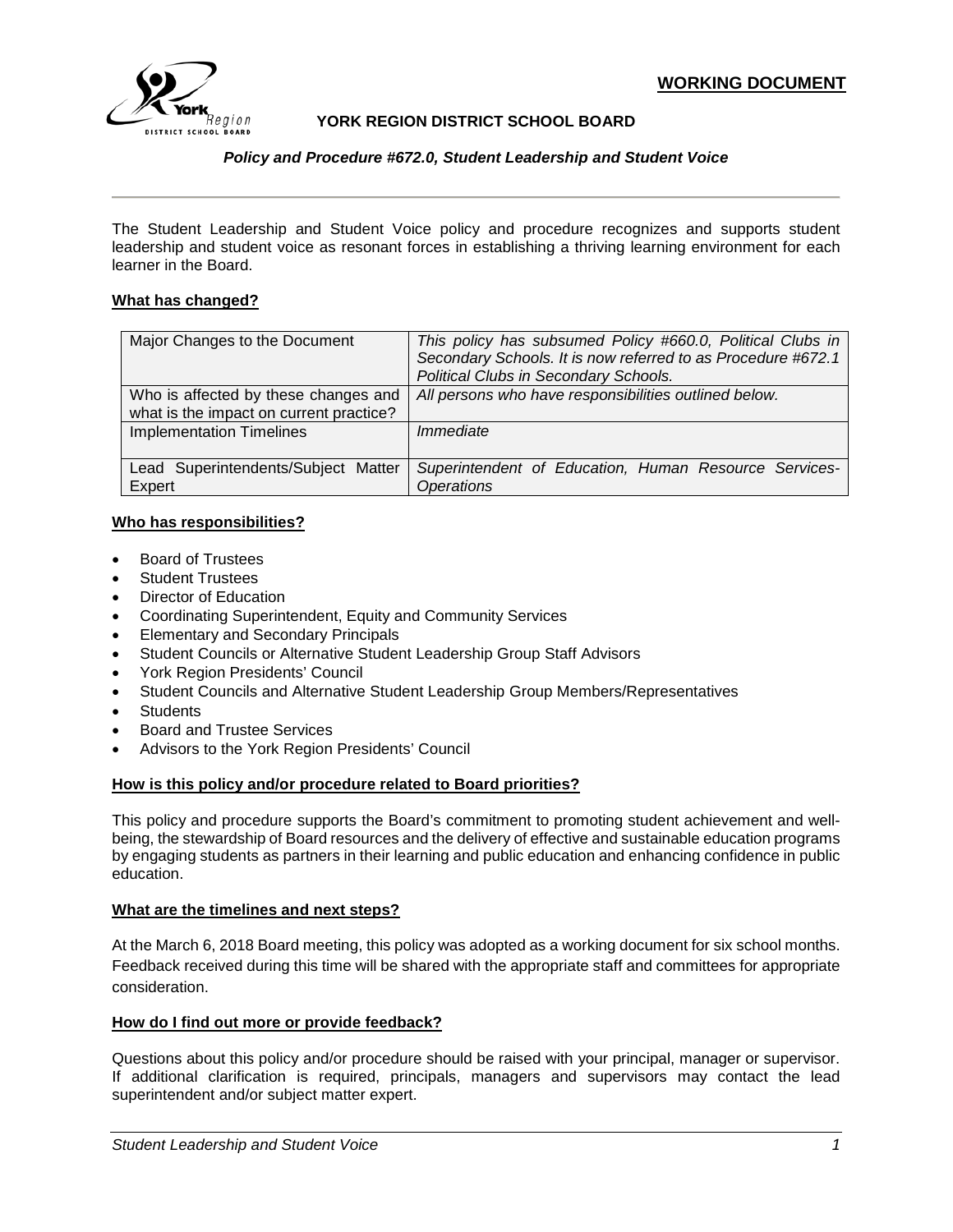**WORKING DOCUMENT**

**YORK REGION DISTRICT SCHOOL BOARD**

***Policy and Procedure #672.0, Student Leadership and Student Voice***

The Student Leadership and Student Voice policy and procedure recognizes and supports student leadership and student voice as resonant forces in establishing a thriving learning environment for each learner in the Board.

## What has changed?

| | |
|---|---|
| Major Changes to the Document | *This policy has subsumed Policy #660.0, Political Clubs in Secondary Schools. It is now referred to as Procedure #672.1 Political Clubs in Secondary Schools.* |
| Who is affected by these changes and what is the impact on current practice? | *All persons who have responsibilities outlined below.* |
| Implementation Timelines | *Immediate* |
| Lead Superintendents/Subject Matter Expert | *Superintendent of Education, Human Resource Services-Operations* |

## Who has responsibilities?

- Board of Trustees
- Student Trustees
- Director of Education
- Coordinating Superintendent, Equity and Community Services
- Elementary and Secondary Principals
- Student Councils or Alternative Student Leadership Group Staff Advisors
- York Region Presidents' Council
- Student Councils and Alternative Student Leadership Group Members/Representatives
- Students
- Board and Trustee Services
- Advisors to the York Region Presidents' Council

## How is this policy and/or procedure related to Board priorities?

This policy and procedure supports the Board's commitment to promoting student achievement and well-being, the stewardship of Board resources and the delivery of effective and sustainable education programs by engaging students as partners in their learning and public education and enhancing confidence in public education.

## What are the timelines and next steps?

At the March 6, 2018 Board meeting, this policy was adopted as a working document for six school months. Feedback received during this time will be shared with the appropriate staff and committees for appropriate consideration.

## How do I find out more or provide feedback?

Questions about this policy and/or procedure should be raised with your principal, manager or supervisor. If additional clarification is required, principals, managers and supervisors may contact the lead superintendent and/or subject matter expert.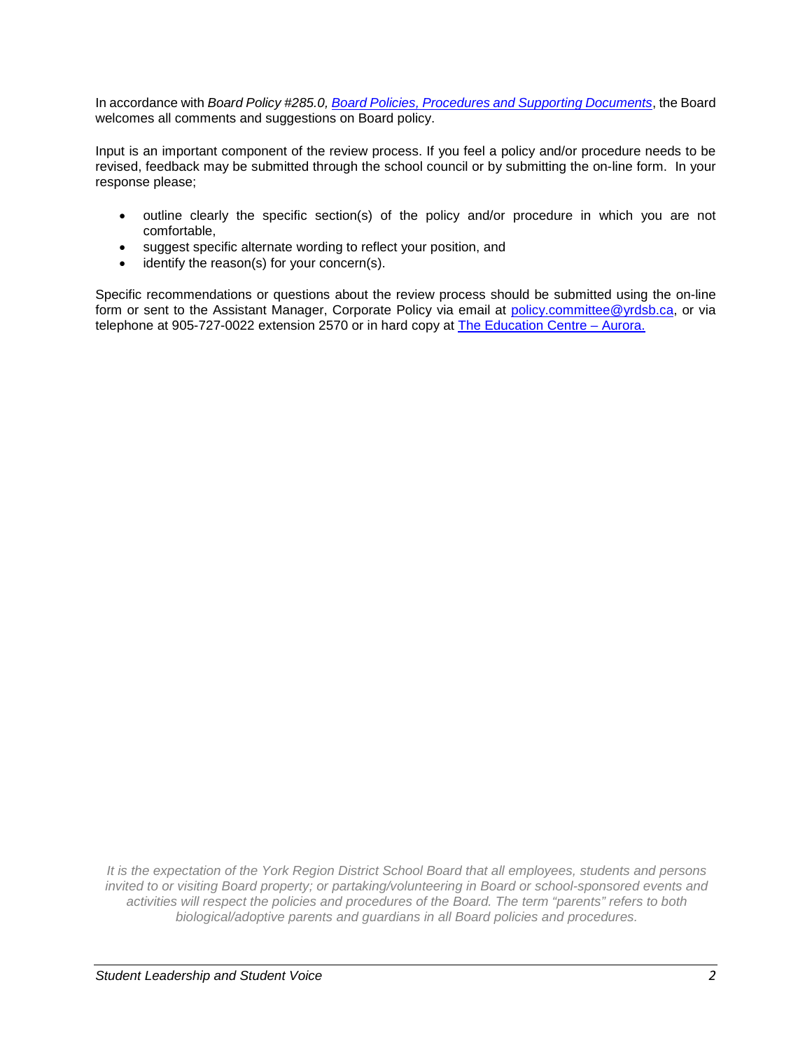In accordance with *Board Policy #285.0, [Board Policies, Procedures and Supporting Documents](#)*, the Board welcomes all comments and suggestions on Board policy.

Input is an important component of the review process. If you feel a policy and/or procedure needs to be revised, feedback may be submitted through the school council or by submitting the on-line form. In your response please;

- outline clearly the specific section(s) of the policy and/or procedure in which you are not comfortable,
- suggest specific alternate wording to reflect your position, and
- identify the reason(s) for your concern(s).

Specific recommendations or questions about the review process should be submitted using the on-line form or sent to the Assistant Manager, Corporate Policy via email at [policy.committee@yrdsb.ca](mailto:policy.committee@yrdsb.ca), or via telephone at 905-727-0022 extension 2570 or in hard copy at [The Education Centre – Aurora.](#)

*It is the expectation of the York Region District School Board that all employees, students and persons invited to or visiting Board property; or partaking/volunteering in Board or school-sponsored events and activities will respect the policies and procedures of the Board. The term "parents" refers to both biological/adoptive parents and guardians in all Board policies and procedures.*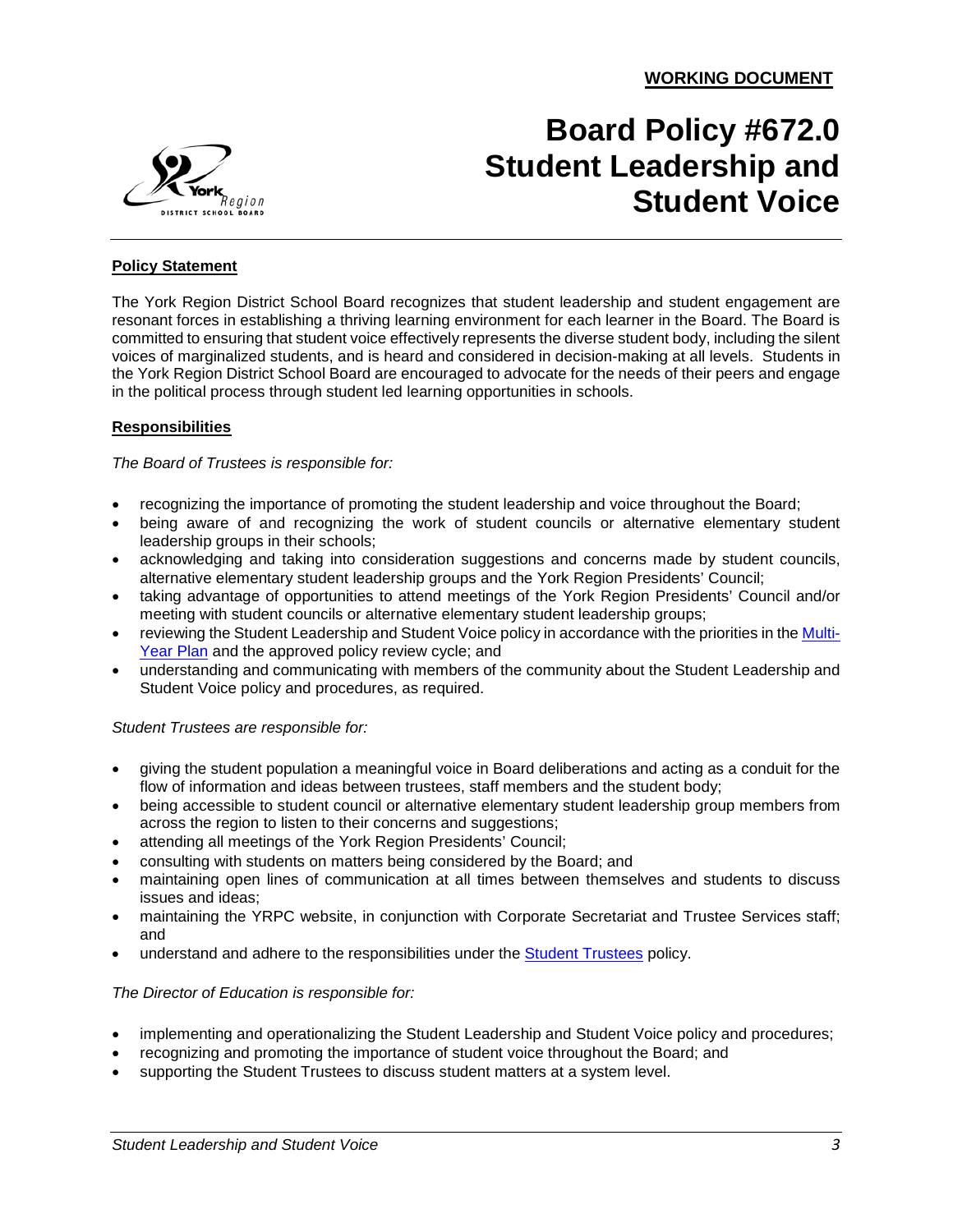**WORKING DOCUMENT**

# Board Policy #672.0 Student Leadership and Student Voice

## Policy Statement

The York Region District School Board recognizes that student leadership and student engagement are resonant forces in establishing a thriving learning environment for each learner in the Board. The Board is committed to ensuring that student voice effectively represents the diverse student body, including the silent voices of marginalized students, and is heard and considered in decision-making at all levels. Students in the York Region District School Board are encouraged to advocate for the needs of their peers and engage in the political process through student led learning opportunities in schools.

## Responsibilities

*The Board of Trustees is responsible for:*

- recognizing the importance of promoting the student leadership and voice throughout the Board;
- being aware of and recognizing the work of student councils or alternative elementary student leadership groups in their schools;
- acknowledging and taking into consideration suggestions and concerns made by student councils, alternative elementary student leadership groups and the York Region Presidents' Council;
- taking advantage of opportunities to attend meetings of the York Region Presidents' Council and/or meeting with student councils or alternative elementary student leadership groups;
- reviewing the Student Leadership and Student Voice policy in accordance with the priorities in the Multi-Year Plan and the approved policy review cycle; and
- understanding and communicating with members of the community about the Student Leadership and Student Voice policy and procedures, as required.

*Student Trustees are responsible for:*

- giving the student population a meaningful voice in Board deliberations and acting as a conduit for the flow of information and ideas between trustees, staff members and the student body;
- being accessible to student council or alternative elementary student leadership group members from across the region to listen to their concerns and suggestions;
- attending all meetings of the York Region Presidents' Council;
- consulting with students on matters being considered by the Board; and
- maintaining open lines of communication at all times between themselves and students to discuss issues and ideas;
- maintaining the YRPC website, in conjunction with Corporate Secretariat and Trustee Services staff; and
- understand and adhere to the responsibilities under the Student Trustees policy.

*The Director of Education is responsible for:*

- implementing and operationalizing the Student Leadership and Student Voice policy and procedures;
- recognizing and promoting the importance of student voice throughout the Board; and
- supporting the Student Trustees to discuss student matters at a system level.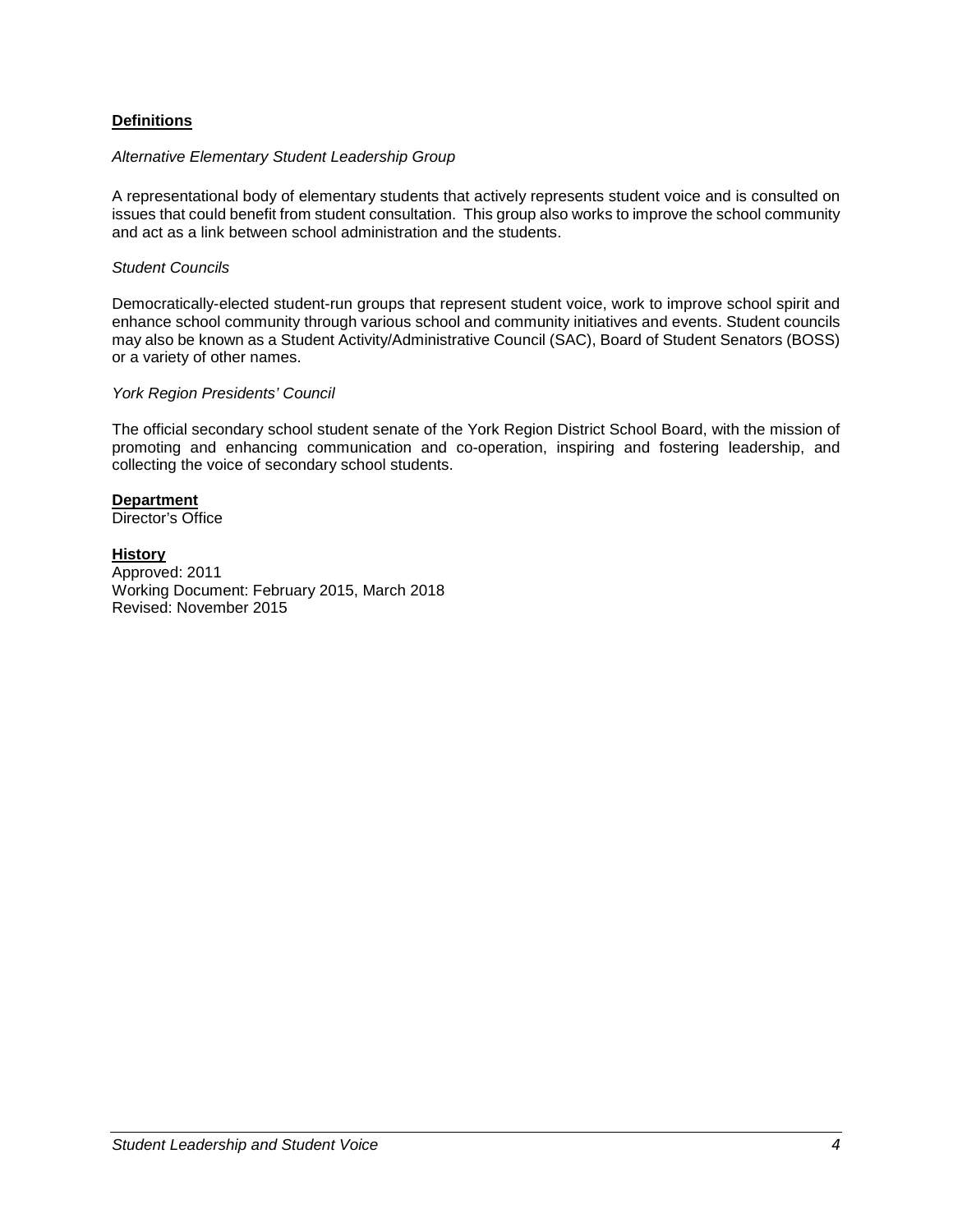## Definitions

*Alternative Elementary Student Leadership Group*

A representational body of elementary students that actively represents student voice and is consulted on issues that could benefit from student consultation. This group also works to improve the school community and act as a link between school administration and the students.

*Student Councils*

Democratically-elected student-run groups that represent student voice, work to improve school spirit and enhance school community through various school and community initiatives and events. Student councils may also be known as a Student Activity/Administrative Council (SAC), Board of Student Senators (BOSS) or a variety of other names.

*York Region Presidents' Council*

The official secondary school student senate of the York Region District School Board, with the mission of promoting and enhancing communication and co-operation, inspiring and fostering leadership, and collecting the voice of secondary school students.

**Department**
Director's Office

**History**
Approved: 2011
Working Document: February 2015, March 2018
Revised: November 2015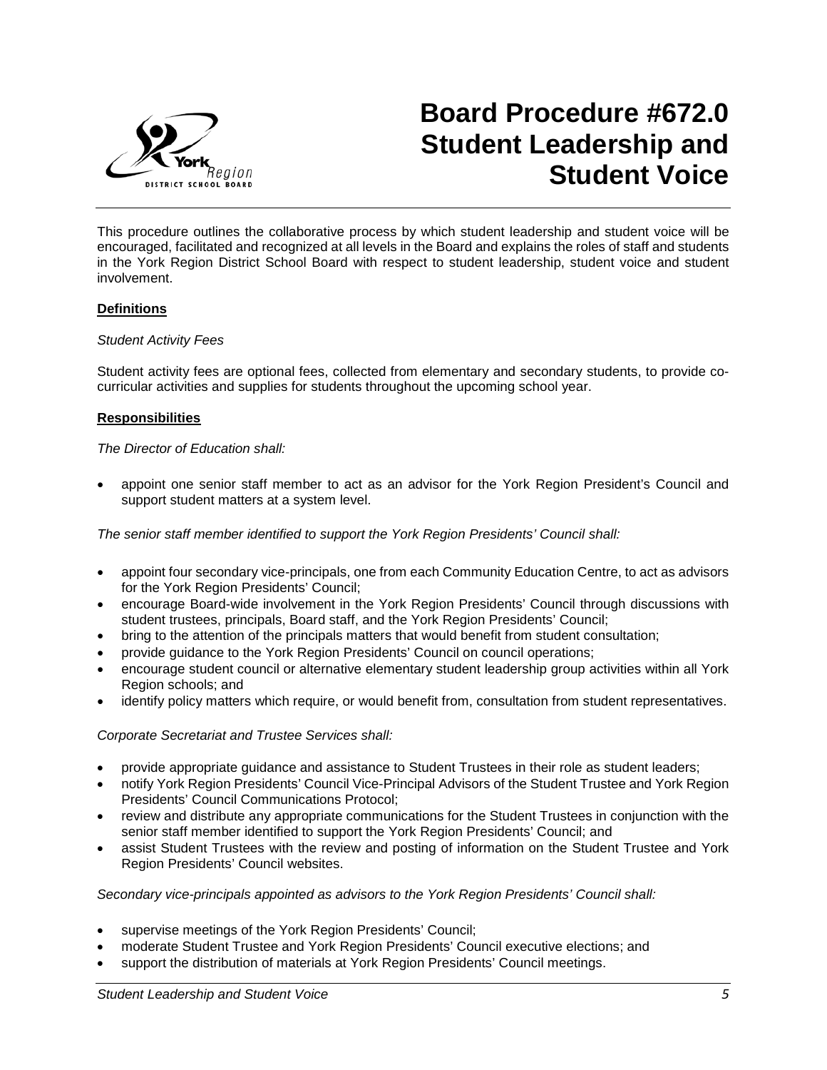# Board Procedure #672.0 Student Leadership and Student Voice

This procedure outlines the collaborative process by which student leadership and student voice will be encouraged, facilitated and recognized at all levels in the Board and explains the roles of staff and students in the York Region District School Board with respect to student leadership, student voice and student involvement.

## Definitions

*Student Activity Fees*

Student activity fees are optional fees, collected from elementary and secondary students, to provide co-curricular activities and supplies for students throughout the upcoming school year.

## Responsibilities

*The Director of Education shall:*

- appoint one senior staff member to act as an advisor for the York Region President's Council and support student matters at a system level.

*The senior staff member identified to support the York Region Presidents' Council shall:*

- appoint four secondary vice-principals, one from each Community Education Centre, to act as advisors for the York Region Presidents' Council;
- encourage Board-wide involvement in the York Region Presidents' Council through discussions with student trustees, principals, Board staff, and the York Region Presidents' Council;
- bring to the attention of the principals matters that would benefit from student consultation;
- provide guidance to the York Region Presidents' Council on council operations;
- encourage student council or alternative elementary student leadership group activities within all York Region schools; and
- identify policy matters which require, or would benefit from, consultation from student representatives.

*Corporate Secretariat and Trustee Services shall:*

- provide appropriate guidance and assistance to Student Trustees in their role as student leaders;
- notify York Region Presidents' Council Vice-Principal Advisors of the Student Trustee and York Region Presidents' Council Communications Protocol;
- review and distribute any appropriate communications for the Student Trustees in conjunction with the senior staff member identified to support the York Region Presidents' Council; and
- assist Student Trustees with the review and posting of information on the Student Trustee and York Region Presidents' Council websites.

*Secondary vice-principals appointed as advisors to the York Region Presidents' Council shall:*

- supervise meetings of the York Region Presidents' Council;
- moderate Student Trustee and York Region Presidents' Council executive elections; and
- support the distribution of materials at York Region Presidents' Council meetings.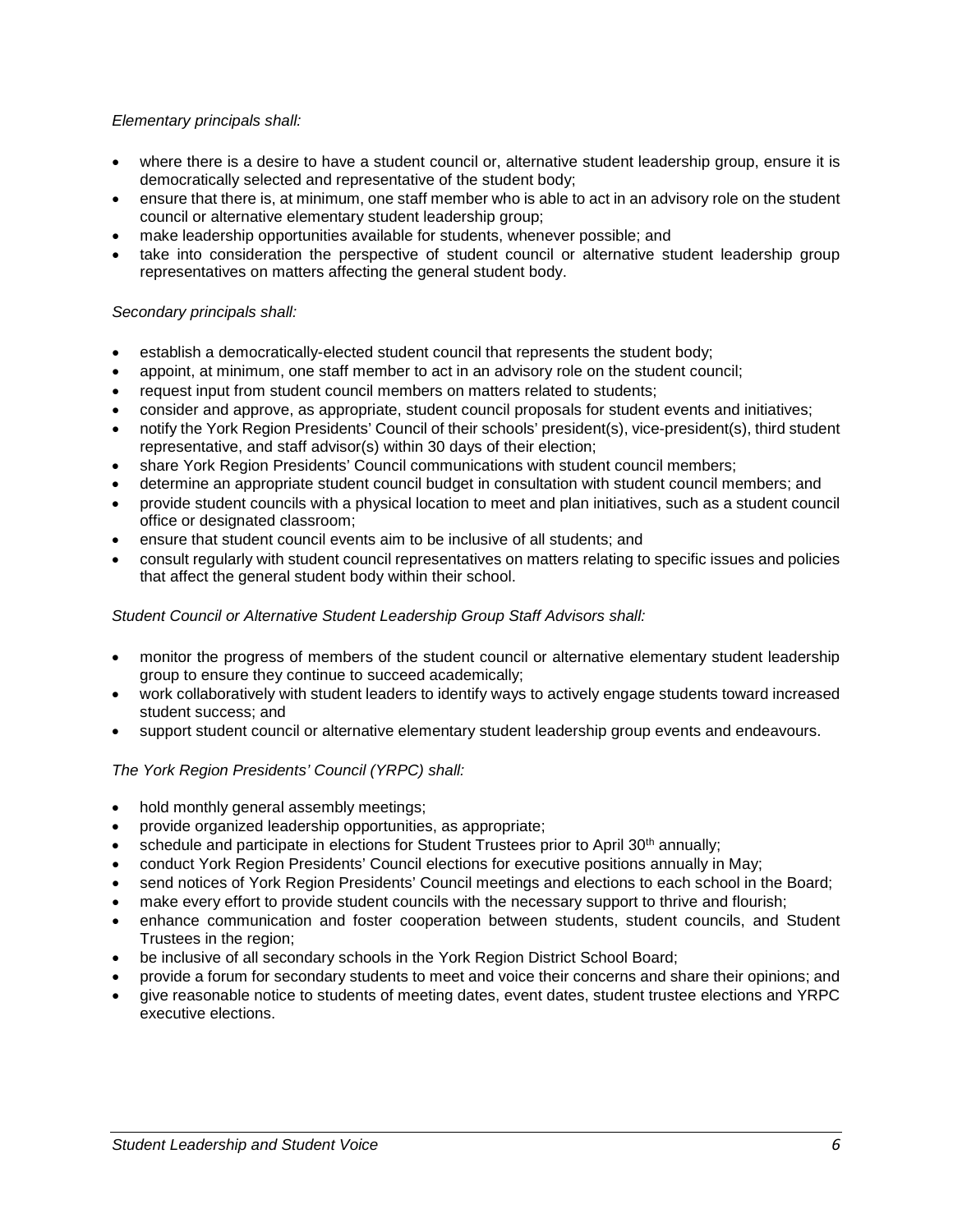*Elementary principals shall:*

- where there is a desire to have a student council or, alternative student leadership group, ensure it is democratically selected and representative of the student body;
- ensure that there is, at minimum, one staff member who is able to act in an advisory role on the student council or alternative elementary student leadership group;
- make leadership opportunities available for students, whenever possible; and
- take into consideration the perspective of student council or alternative student leadership group representatives on matters affecting the general student body.

*Secondary principals shall:*

- establish a democratically-elected student council that represents the student body;
- appoint, at minimum, one staff member to act in an advisory role on the student council;
- request input from student council members on matters related to students;
- consider and approve, as appropriate, student council proposals for student events and initiatives;
- notify the York Region Presidents' Council of their schools' president(s), vice-president(s), third student representative, and staff advisor(s) within 30 days of their election;
- share York Region Presidents' Council communications with student council members;
- determine an appropriate student council budget in consultation with student council members; and
- provide student councils with a physical location to meet and plan initiatives, such as a student council office or designated classroom;
- ensure that student council events aim to be inclusive of all students; and
- consult regularly with student council representatives on matters relating to specific issues and policies that affect the general student body within their school.

*Student Council or Alternative Student Leadership Group Staff Advisors shall:*

- monitor the progress of members of the student council or alternative elementary student leadership group to ensure they continue to succeed academically;
- work collaboratively with student leaders to identify ways to actively engage students toward increased student success; and
- support student council or alternative elementary student leadership group events and endeavours.

*The York Region Presidents' Council (YRPC) shall:*

- hold monthly general assembly meetings;
- provide organized leadership opportunities, as appropriate;
- schedule and participate in elections for Student Trustees prior to April 30th annually;
- conduct York Region Presidents' Council elections for executive positions annually in May;
- send notices of York Region Presidents' Council meetings and elections to each school in the Board;
- make every effort to provide student councils with the necessary support to thrive and flourish;
- enhance communication and foster cooperation between students, student councils, and Student Trustees in the region;
- be inclusive of all secondary schools in the York Region District School Board;
- provide a forum for secondary students to meet and voice their concerns and share their opinions; and
- give reasonable notice to students of meeting dates, event dates, student trustee elections and YRPC executive elections.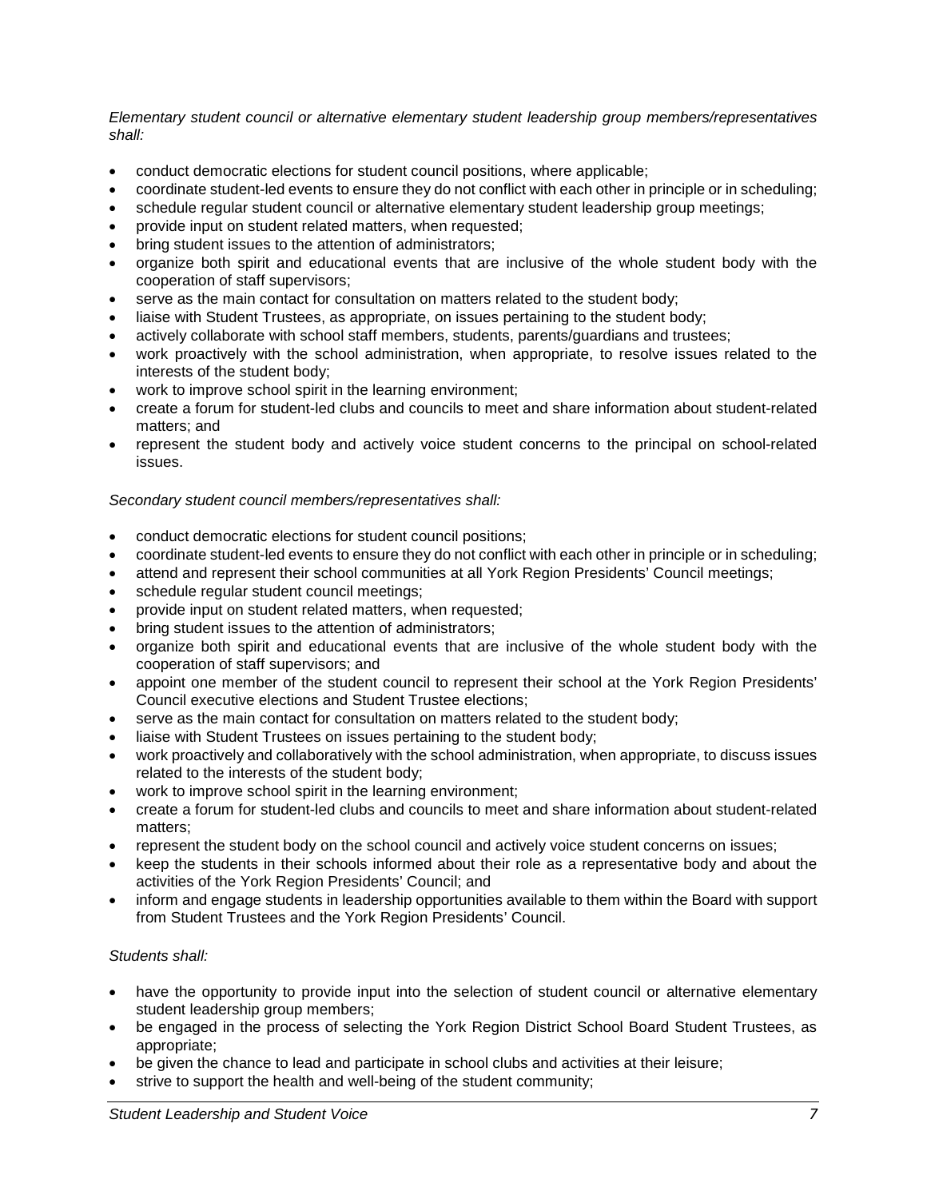*Elementary student council or alternative elementary student leadership group members/representatives shall:*

- conduct democratic elections for student council positions, where applicable;
- coordinate student-led events to ensure they do not conflict with each other in principle or in scheduling;
- schedule regular student council or alternative elementary student leadership group meetings;
- provide input on student related matters, when requested;
- bring student issues to the attention of administrators;
- organize both spirit and educational events that are inclusive of the whole student body with the cooperation of staff supervisors;
- serve as the main contact for consultation on matters related to the student body;
- liaise with Student Trustees, as appropriate, on issues pertaining to the student body;
- actively collaborate with school staff members, students, parents/guardians and trustees;
- work proactively with the school administration, when appropriate, to resolve issues related to the interests of the student body;
- work to improve school spirit in the learning environment;
- create a forum for student-led clubs and councils to meet and share information about student-related matters; and
- represent the student body and actively voice student concerns to the principal on school-related issues.

*Secondary student council members/representatives shall:*

- conduct democratic elections for student council positions;
- coordinate student-led events to ensure they do not conflict with each other in principle or in scheduling;
- attend and represent their school communities at all York Region Presidents' Council meetings;
- schedule regular student council meetings;
- provide input on student related matters, when requested;
- bring student issues to the attention of administrators;
- organize both spirit and educational events that are inclusive of the whole student body with the cooperation of staff supervisors; and
- appoint one member of the student council to represent their school at the York Region Presidents' Council executive elections and Student Trustee elections;
- serve as the main contact for consultation on matters related to the student body;
- liaise with Student Trustees on issues pertaining to the student body;
- work proactively and collaboratively with the school administration, when appropriate, to discuss issues related to the interests of the student body;
- work to improve school spirit in the learning environment;
- create a forum for student-led clubs and councils to meet and share information about student-related matters;
- represent the student body on the school council and actively voice student concerns on issues;
- keep the students in their schools informed about their role as a representative body and about the activities of the York Region Presidents' Council; and
- inform and engage students in leadership opportunities available to them within the Board with support from Student Trustees and the York Region Presidents' Council.

*Students shall:*

- have the opportunity to provide input into the selection of student council or alternative elementary student leadership group members;
- be engaged in the process of selecting the York Region District School Board Student Trustees, as appropriate;
- be given the chance to lead and participate in school clubs and activities at their leisure;
- strive to support the health and well-being of the student community;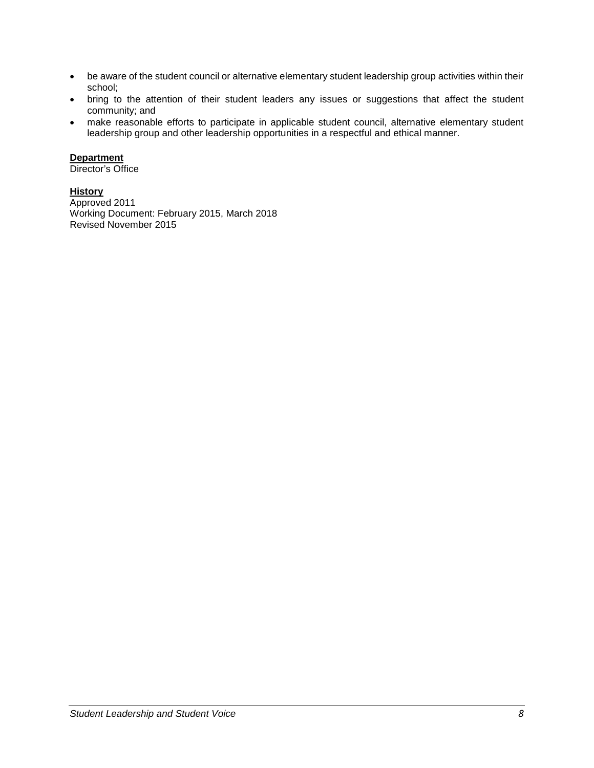- be aware of the student council or alternative elementary student leadership group activities within their school;
- bring to the attention of their student leaders any issues or suggestions that affect the student community; and
- make reasonable efforts to participate in applicable student council, alternative elementary student leadership group and other leadership opportunities in a respectful and ethical manner.

**Department**

Director's Office

**History**

Approved 2011

Working Document: February 2015, March 2018

Revised November 2015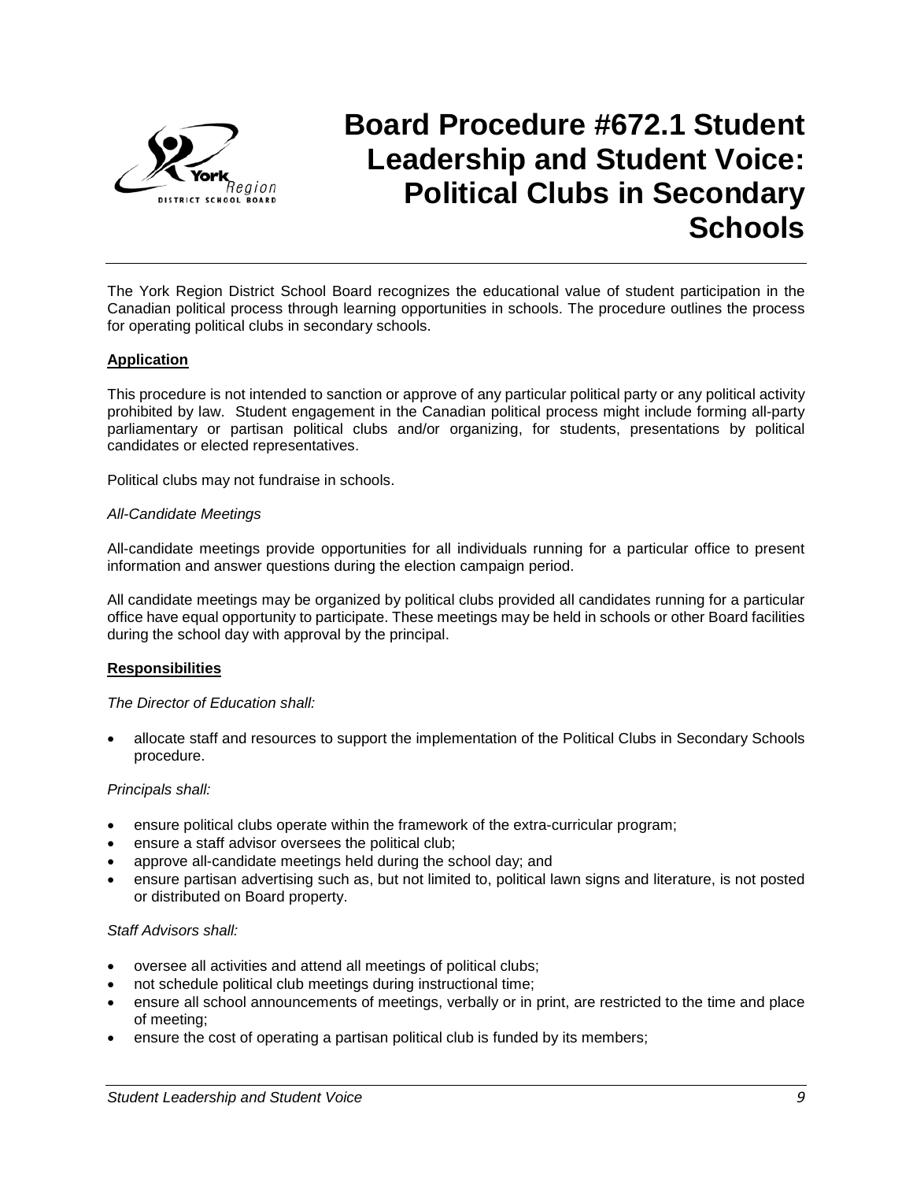# Board Procedure #672.1 Student Leadership and Student Voice: Political Clubs in Secondary Schools

The York Region District School Board recognizes the educational value of student participation in the Canadian political process through learning opportunities in schools. The procedure outlines the process for operating political clubs in secondary schools.

**Application**

This procedure is not intended to sanction or approve of any particular political party or any political activity prohibited by law. Student engagement in the Canadian political process might include forming all-party parliamentary or partisan political clubs and/or organizing, for students, presentations by political candidates or elected representatives.

Political clubs may not fundraise in schools.

*All-Candidate Meetings*

All-candidate meetings provide opportunities for all individuals running for a particular office to present information and answer questions during the election campaign period.

All candidate meetings may be organized by political clubs provided all candidates running for a particular office have equal opportunity to participate. These meetings may be held in schools or other Board facilities during the school day with approval by the principal.

**Responsibilities**

*The Director of Education shall:*

- allocate staff and resources to support the implementation of the Political Clubs in Secondary Schools procedure.

*Principals shall:*

- ensure political clubs operate within the framework of the extra-curricular program;
- ensure a staff advisor oversees the political club;
- approve all-candidate meetings held during the school day; and
- ensure partisan advertising such as, but not limited to, political lawn signs and literature, is not posted or distributed on Board property.

*Staff Advisors shall:*

- oversee all activities and attend all meetings of political clubs;
- not schedule political club meetings during instructional time;
- ensure all school announcements of meetings, verbally or in print, are restricted to the time and place of meeting;
- ensure the cost of operating a partisan political club is funded by its members;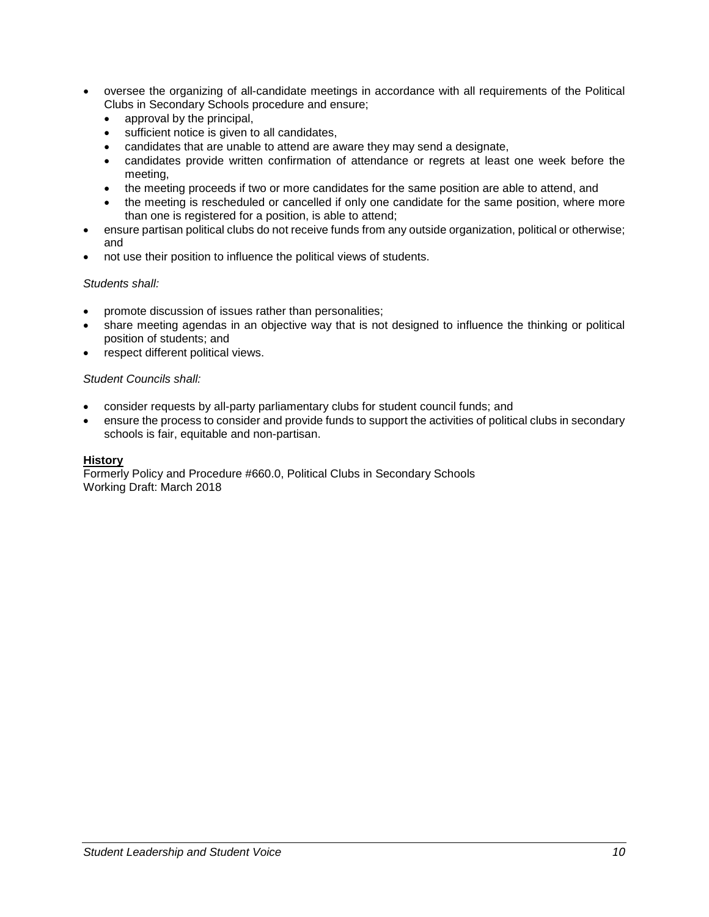- oversee the organizing of all-candidate meetings in accordance with all requirements of the Political Clubs in Secondary Schools procedure and ensure;
  - approval by the principal,
  - sufficient notice is given to all candidates,
  - candidates that are unable to attend are aware they may send a designate,
  - candidates provide written confirmation of attendance or regrets at least one week before the meeting,
  - the meeting proceeds if two or more candidates for the same position are able to attend, and
  - the meeting is rescheduled or cancelled if only one candidate for the same position, where more than one is registered for a position, is able to attend;
- ensure partisan political clubs do not receive funds from any outside organization, political or otherwise; and
- not use their position to influence the political views of students.

*Students shall:*

- promote discussion of issues rather than personalities;
- share meeting agendas in an objective way that is not designed to influence the thinking or political position of students; and
- respect different political views.

*Student Councils shall:*

- consider requests by all-party parliamentary clubs for student council funds; and
- ensure the process to consider and provide funds to support the activities of political clubs in secondary schools is fair, equitable and non-partisan.

**History**

Formerly Policy and Procedure #660.0, Political Clubs in Secondary Schools
Working Draft: March 2018